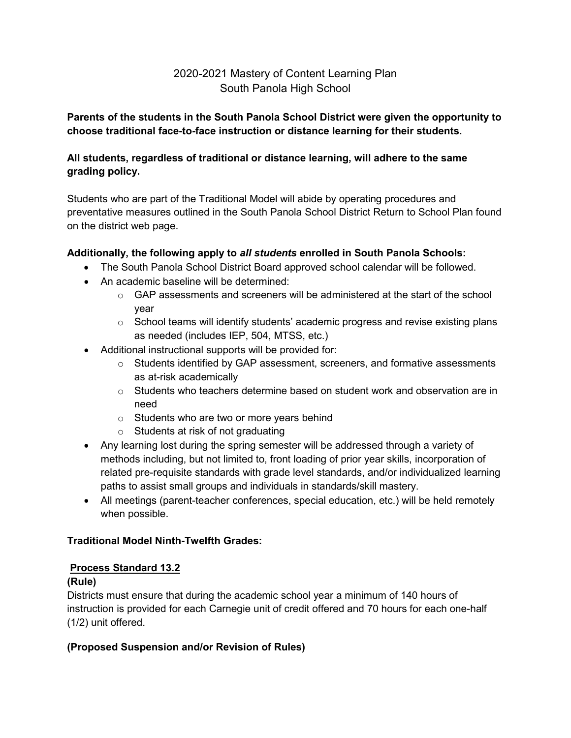# 2020-2021 Mastery of Content Learning Plan
## South Panola High School

**Parents of the students in the South Panola School District were given the opportunity to choose traditional face-to-face instruction or distance learning for their students.**

**All students, regardless of traditional or distance learning, will adhere to the same grading policy.**

Students who are part of the Traditional Model will abide by operating procedures and preventative measures outlined in the South Panola School District Return to School Plan found on the district web page.

**Additionally, the following apply to *all students* enrolled in South Panola Schools:**

- The South Panola School District Board approved school calendar will be followed.
- An academic baseline will be determined:
    - GAP assessments and screeners will be administered at the start of the school year
    - School teams will identify students' academic progress and revise existing plans as needed (includes IEP, 504, MTSS, etc.)
- Additional instructional supports will be provided for:
    - Students identified by GAP assessment, screeners, and formative assessments as at-risk academically
    - Students who teachers determine based on student work and observation are in need
    - Students who are two or more years behind
    - Students at risk of not graduating
- Any learning lost during the spring semester will be addressed through a variety of methods including, but not limited to, front loading of prior year skills, incorporation of related pre-requisite standards with grade level standards, and/or individualized learning paths to assist small groups and individuals in standards/skill mastery.
- All meetings (parent-teacher conferences, special education, etc.) will be held remotely when possible.

**Traditional Model Ninth-Twelfth Grades:**

**<u>Process Standard 13.2</u>**

**(Rule)**

Districts must ensure that during the academic school year a minimum of 140 hours of instruction is provided for each Carnegie unit of credit offered and 70 hours for each one-half (1/2) unit offered.

**(Proposed Suspension and/or Revision of Rules)**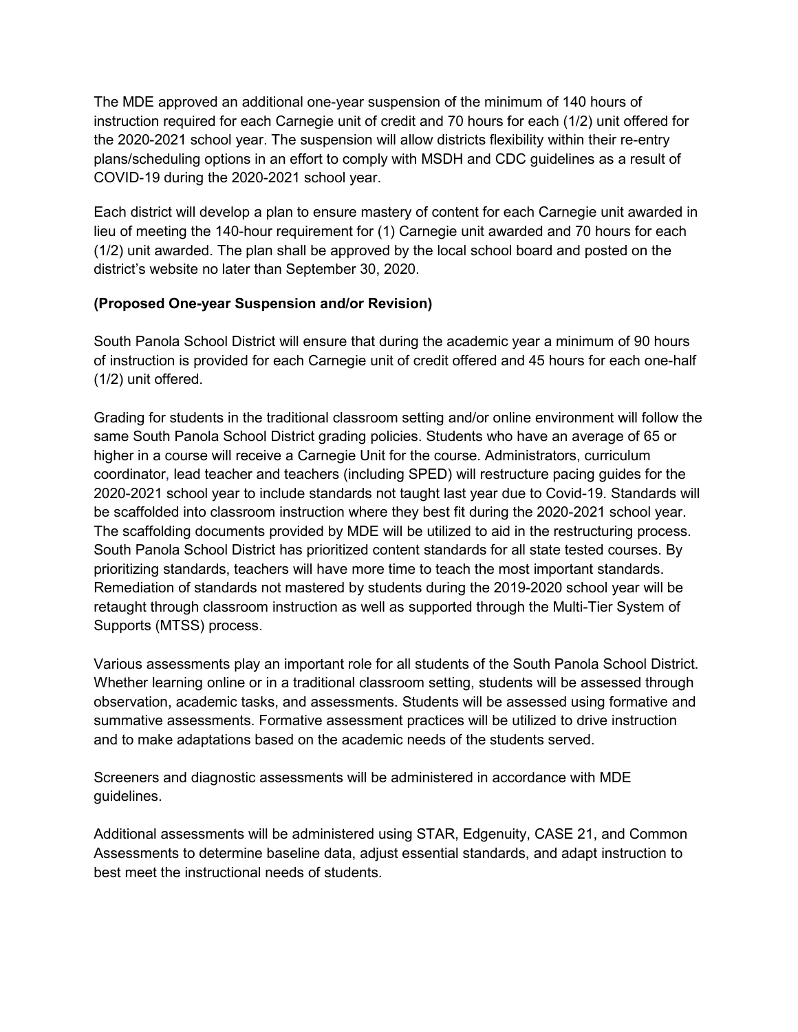The MDE approved an additional one-year suspension of the minimum of 140 hours of instruction required for each Carnegie unit of credit and 70 hours for each (1/2) unit offered for the 2020-2021 school year. The suspension will allow districts flexibility within their re-entry plans/scheduling options in an effort to comply with MSDH and CDC guidelines as a result of COVID-19 during the 2020-2021 school year.

Each district will develop a plan to ensure mastery of content for each Carnegie unit awarded in lieu of meeting the 140-hour requirement for (1) Carnegie unit awarded and 70 hours for each (1/2) unit awarded. The plan shall be approved by the local school board and posted on the district's website no later than September 30, 2020.

**(Proposed One-year Suspension and/or Revision)**

South Panola School District will ensure that during the academic year a minimum of 90 hours of instruction is provided for each Carnegie unit of credit offered and 45 hours for each one-half (1/2) unit offered.

Grading for students in the traditional classroom setting and/or online environment will follow the same South Panola School District grading policies. Students who have an average of 65 or higher in a course will receive a Carnegie Unit for the course. Administrators, curriculum coordinator, lead teacher and teachers (including SPED) will restructure pacing guides for the 2020-2021 school year to include standards not taught last year due to Covid-19. Standards will be scaffolded into classroom instruction where they best fit during the 2020-2021 school year. The scaffolding documents provided by MDE will be utilized to aid in the restructuring process. South Panola School District has prioritized content standards for all state tested courses. By prioritizing standards, teachers will have more time to teach the most important standards. Remediation of standards not mastered by students during the 2019-2020 school year will be retaught through classroom instruction as well as supported through the Multi-Tier System of Supports (MTSS) process.

Various assessments play an important role for all students of the South Panola School District. Whether learning online or in a traditional classroom setting, students will be assessed through observation, academic tasks, and assessments. Students will be assessed using formative and summative assessments. Formative assessment practices will be utilized to drive instruction and to make adaptations based on the academic needs of the students served.

Screeners and diagnostic assessments will be administered in accordance with MDE guidelines.

Additional assessments will be administered using STAR, Edgenuity, CASE 21, and Common Assessments to determine baseline data, adjust essential standards, and adapt instruction to best meet the instructional needs of students.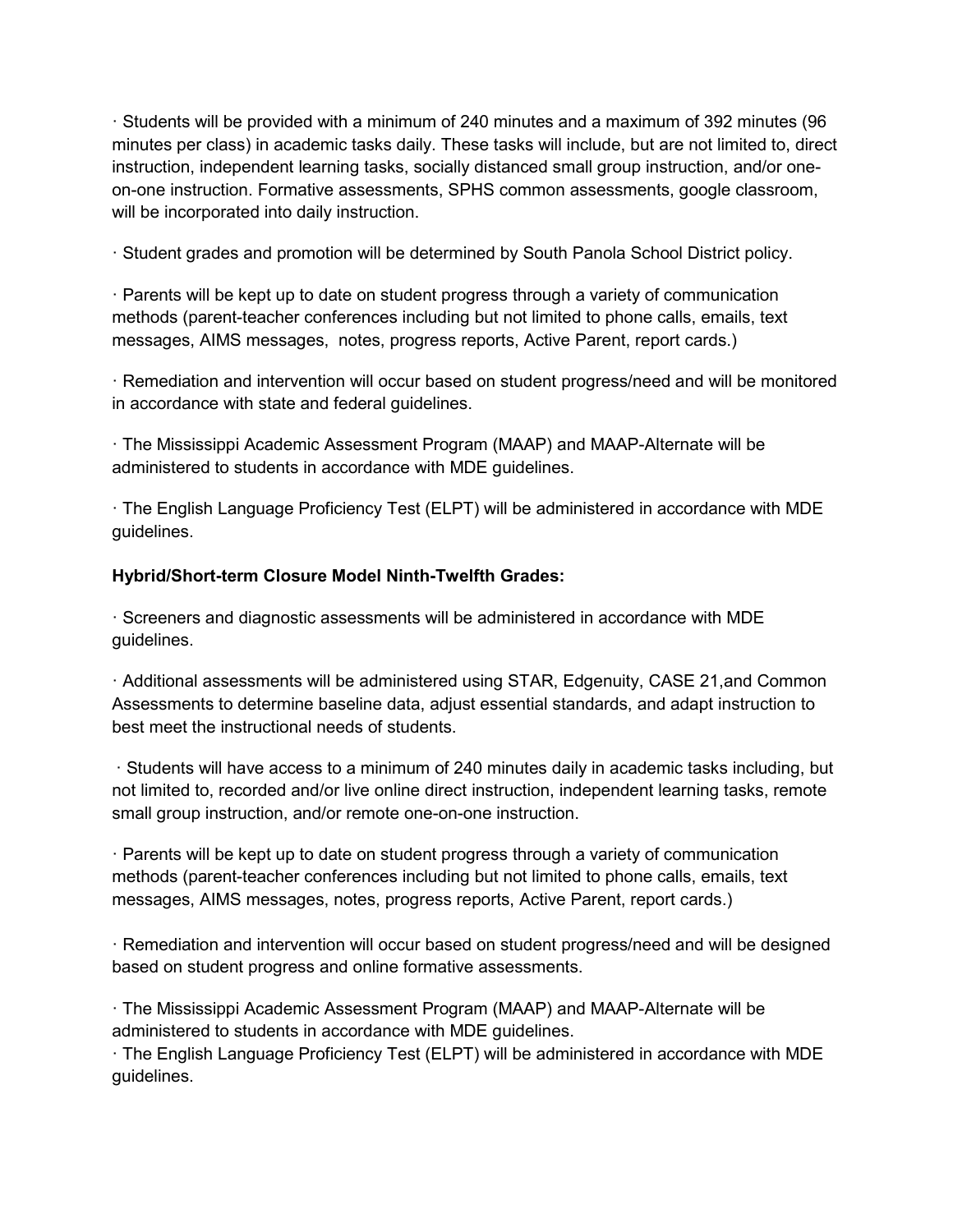· Students will be provided with a minimum of 240 minutes and a maximum of 392 minutes (96 minutes per class) in academic tasks daily. These tasks will include, but are not limited to, direct instruction, independent learning tasks, socially distanced small group instruction, and/or one-on-one instruction. Formative assessments, SPHS common assessments, google classroom, will be incorporated into daily instruction.

· Student grades and promotion will be determined by South Panola School District policy.

· Parents will be kept up to date on student progress through a variety of communication methods (parent-teacher conferences including but not limited to phone calls, emails, text messages, AIMS messages, notes, progress reports, Active Parent, report cards.)

· Remediation and intervention will occur based on student progress/need and will be monitored in accordance with state and federal guidelines.

· The Mississippi Academic Assessment Program (MAAP) and MAAP-Alternate will be administered to students in accordance with MDE guidelines.

· The English Language Proficiency Test (ELPT) will be administered in accordance with MDE guidelines.

**Hybrid/Short-term Closure Model Ninth-Twelfth Grades:**

· Screeners and diagnostic assessments will be administered in accordance with MDE guidelines.

· Additional assessments will be administered using STAR, Edgenuity, CASE 21,and Common Assessments to determine baseline data, adjust essential standards, and adapt instruction to best meet the instructional needs of students.

· Students will have access to a minimum of 240 minutes daily in academic tasks including, but not limited to, recorded and/or live online direct instruction, independent learning tasks, remote small group instruction, and/or remote one-on-one instruction.

· Parents will be kept up to date on student progress through a variety of communication methods (parent-teacher conferences including but not limited to phone calls, emails, text messages, AIMS messages, notes, progress reports, Active Parent, report cards.)

· Remediation and intervention will occur based on student progress/need and will be designed based on student progress and online formative assessments.

· The Mississippi Academic Assessment Program (MAAP) and MAAP-Alternate will be administered to students in accordance with MDE guidelines.

· The English Language Proficiency Test (ELPT) will be administered in accordance with MDE guidelines.